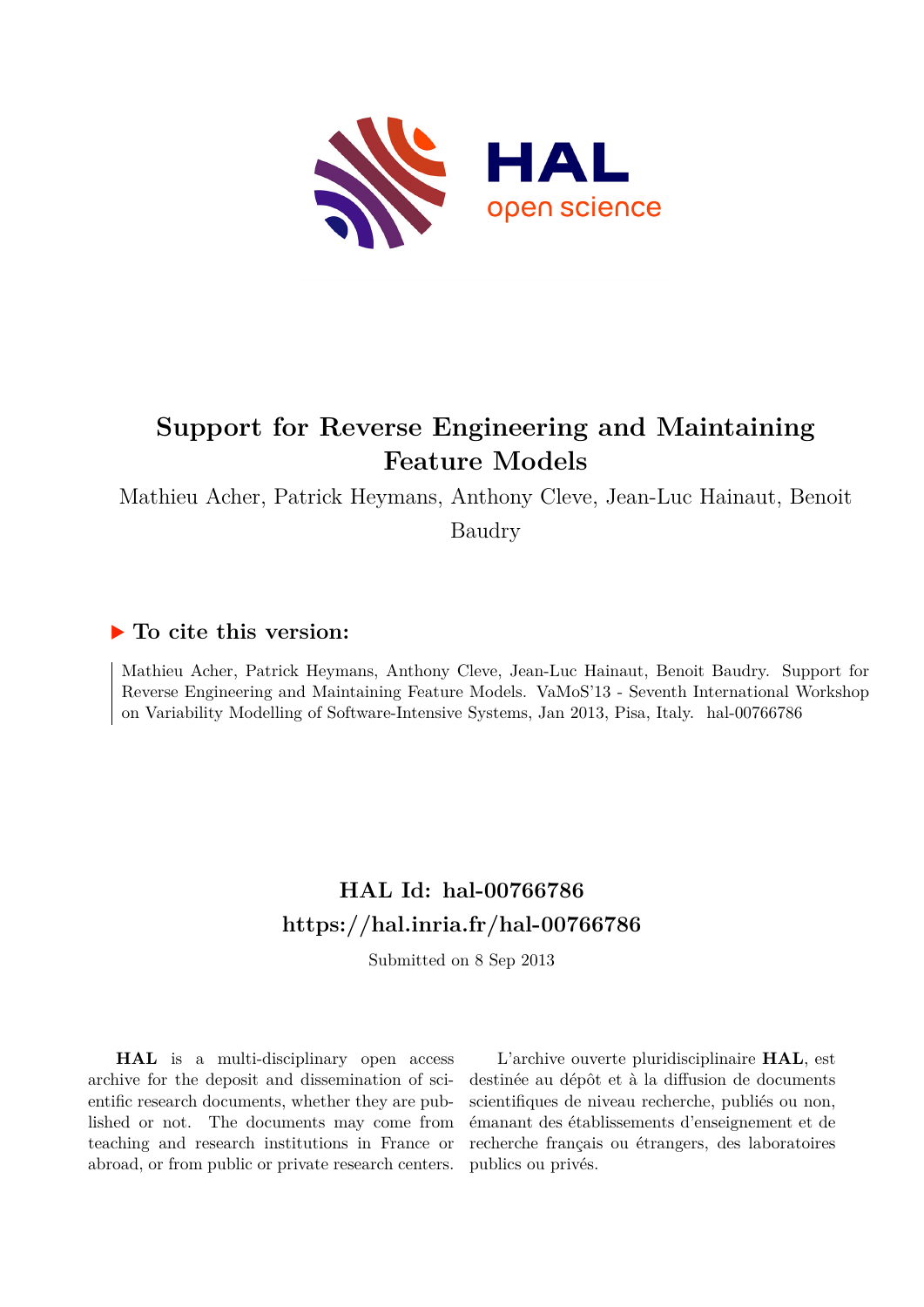# Support for Reverse Engineering and Maintaining Feature Models

Mathieu Acher, Patrick Heymans, Anthony Cleve, Jean-Luc Hainaut, Benoit Baudry

### ► To cite this version:

Mathieu Acher, Patrick Heymans, Anthony Cleve, Jean-Luc Hainaut, Benoit Baudry. Support for Reverse Engineering and Maintaining Feature Models. VaMoS'13 - Seventh International Workshop on Variability Modelling of Software-Intensive Systems, Jan 2013, Pisa, Italy. hal-00766786

## HAL Id: hal-00766786
## https://hal.inria.fr/hal-00766786

Submitted on 8 Sep 2013

**HAL** is a multi-disciplinary open access archive for the deposit and dissemination of scientific research documents, whether they are published or not. The documents may come from teaching and research institutions in France or abroad, or from public or private research centers.

L'archive ouverte pluridisciplinaire **HAL**, est destinée au dépôt et à la diffusion de documents scientifiques de niveau recherche, publiés ou non, émanant des établissements d'enseignement et de recherche français ou étrangers, des laboratoires publics ou privés.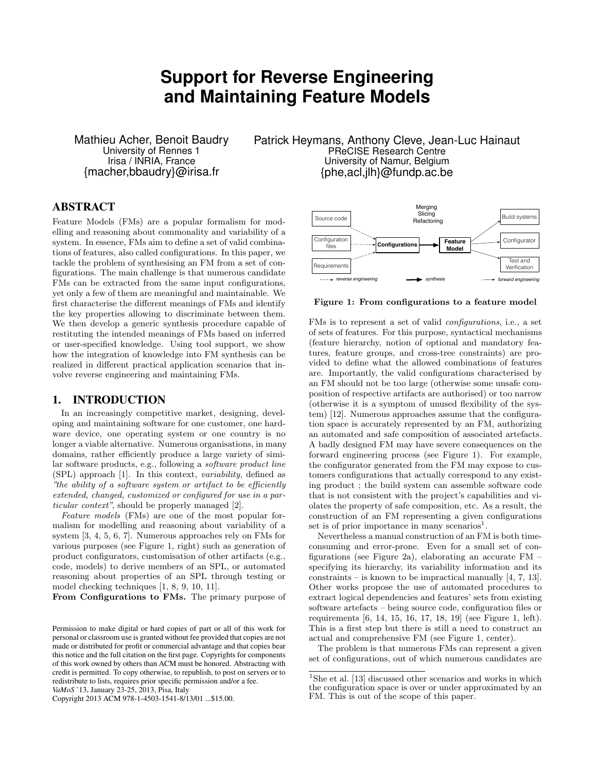# Support for Reverse Engineering and Maintaining Feature Models

Mathieu Acher, Benoit Baudry
University of Rennes 1
Irisa / INRIA, France
{macher,bbaudry}@irisa.fr

Patrick Heymans, Anthony Cleve, Jean-Luc Hainaut
PReCISE Research Centre
University of Namur, Belgium
{phe,acl,jlh}@fundp.ac.be

## ABSTRACT

Feature Models (FMs) are a popular formalism for modelling and reasoning about commonality and variability of a system. In essence, FMs aim to define a set of valid combinations of features, also called configurations. In this paper, we tackle the problem of synthesising an FM from a set of configurations. The main challenge is that numerous candidate FMs can be extracted from the same input configurations, yet only a few of them are meaningful and maintainable. We first characterise the different meanings of FMs and identify the key properties allowing to discriminate between them. We then develop a generic synthesis procedure capable of restituting the intended meanings of FMs based on inferred or user-specified knowledge. Using tool support, we show how the integration of knowledge into FM synthesis can be realized in different practical application scenarios that involve reverse engineering and maintaining FMs.

## 1. INTRODUCTION

In an increasingly competitive market, designing, developing and maintaining software for one customer, one hardware device, one operating system or one country is no longer a viable alternative. Numerous organisations, in many domains, rather efficiently produce a large variety of similar software products, e.g., following a *software product line* (SPL) approach [1]. In this context, *variability*, defined as *"the ability of a software system or artifact to be efficiently extended, changed, customized or configured for use in a particular context"*, should be properly managed [2].

*Feature models* (FMs) are one of the most popular formalism for modelling and reasoning about variability of a system [3, 4, 5, 6, 7]. Numerous approaches rely on FMs for various purposes (see Figure 1, right) such as generation of product configurators, customisation of other artifacts (e.g., code, models) to derive members of an SPL, or automated reasoning about properties of an SPL through testing or model checking techniques [1, 8, 9, 10, 11].

**From Configurations to FMs.** The primary purpose of FMs is to represent a set of valid *configurations*, i.e., a set of sets of features. For this purpose, syntactical mechanisms (feature hierarchy, notion of optional and mandatory features, feature groups, and cross-tree constraints) are provided to define what the allowed combinations of features are. Importantly, the valid configurations characterised by an FM should not be too large (otherwise some unsafe composition of respective artifacts are authorised) or too narrow (otherwise it is a symptom of unused flexibility of the system) [12]. Numerous approaches assume that the configuration space is accurately represented by an FM, authorizing an automated and safe composition of associated artefacts. A badly designed FM may have severe consequences on the forward engineering process (see Figure 1). For example, the configurator generated from the FM may expose to customers configurations that actually correspond to any existing product ; the build system can assemble software code that is not consistent with the project's capabilities and violates the property of safe composition, etc. As a result, the construction of an FM representing a given configurations set is of prior importance in many scenarios[1].

Source code, Configuration files, Requirements → Configurations → (Merging, Slicing, Refactoring) Feature Model → Build systems, Configurator, Test and Verification
(reverse engineering / synthesis / forward engineering)

**Figure 1: From configurations to a feature model**

Nevertheless a manual construction of an FM is both time-consuming and error-prone. Even for a small set of configurations (see Figure 2a), elaborating an accurate FM – specifying its hierarchy, its variability information and its constraints – is known to be impractical manually [4, 7, 13]. Other works propose the use of automated procedures to extract logical dependencies and features' sets from existing software artefacts – being source code, configuration files or requirements [6, 14, 15, 16, 17, 18, 19] (see Figure 1, left). This is a first step but there is still a need to construct an actual and comprehensive FM (see Figure 1, center).

The problem is that numerous FMs can represent a given set of configurations, out of which numerous candidates are

[1] She et al. [13] discussed other scenarios and works in which the configuration space is over or under approximated by an FM. This is out of the scope of this paper.

Permission to make digital or hard copies of part or all of this work for personal or classroom use is granted without fee provided that copies are not made or distributed for profit or commercial advantage and that copies bear this notice and the full citation on the first page. Copyrights for components of this work owned by others than ACM must be honored. Abstracting with credit is permitted. To copy otherwise, to republish, to post on servers or to redistribute to lists, requires prior specific permission and/or a fee.
*VaMoS* '13, January 23-25, 2013, Pisa, Italy
Copyright 2013 ACM 978-1-4503-1541-8/13/01 ...$15.00.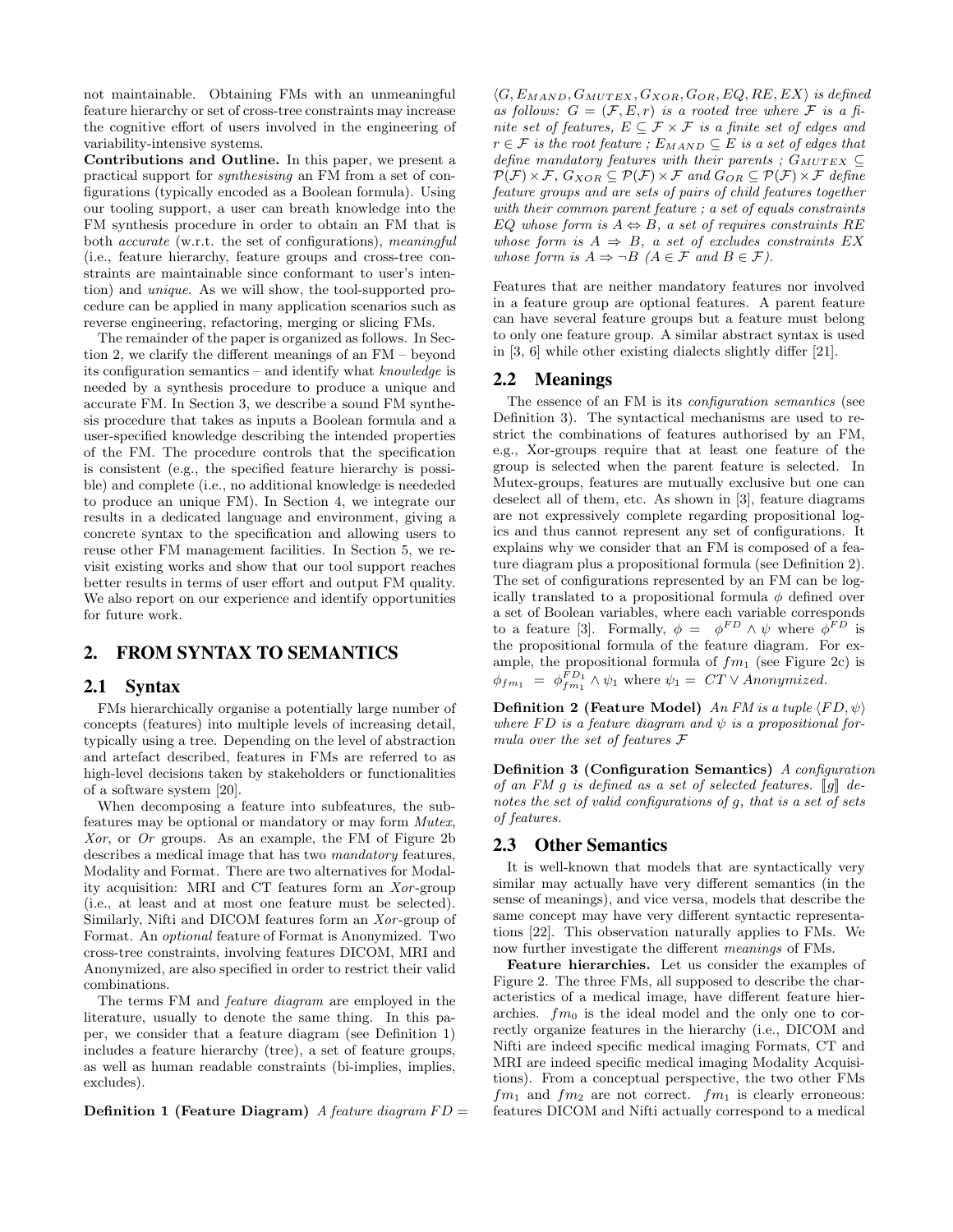not maintainable. Obtaining FMs with an unmeaningful feature hierarchy or set of cross-tree constraints may increase the cognitive effort of users involved in the engineering of variability-intensive systems.

**Contributions and Outline.** In this paper, we present a practical support for *synthesising* an FM from a set of configurations (typically encoded as a Boolean formula). Using our tooling support, a user can breath knowledge into the FM synthesis procedure in order to obtain an FM that is both *accurate* (w.r.t. the set of configurations), *meaningful* (i.e., feature hierarchy, feature groups and cross-tree constraints are maintainable since conformant to user's intention) and *unique*. As we will show, the tool-supported procedure can be applied in many application scenarios such as reverse engineering, refactoring, merging or slicing FMs.

The remainder of the paper is organized as follows. In Section 2, we clarify the different meanings of an FM – beyond its configuration semantics – and identify what *knowledge* is needed by a synthesis procedure to produce a unique and accurate FM. In Section 3, we describe a sound FM synthesis procedure that takes as inputs a Boolean formula and a user-specified knowledge describing the intended properties of the FM. The procedure controls that the specification is consistent (e.g., the specified feature hierarchy is possible) and complete (i.e., no additional knowledge is neededed to produce an unique FM). In Section 4, we integrate our results in a dedicated language and environment, giving a concrete syntax to the specification and allowing users to reuse other FM management facilities. In Section 5, we revisit existing works and show that our tool support reaches better results in terms of user effort and output FM quality. We also report on our experience and identify opportunities for future work.

## 2. FROM SYNTAX TO SEMANTICS

### 2.1 Syntax

FMs hierarchically organise a potentially large number of concepts (features) into multiple levels of increasing detail, typically using a tree. Depending on the level of abstraction and artefact described, features in FMs are referred to as high-level decisions taken by stakeholders or functionalities of a software system [20].

When decomposing a feature into subfeatures, the subfeatures may be optional or mandatory or may form *Mutex*, *Xor*, or *Or* groups. As an example, the FM of Figure 2b describes a medical image that has two *mandatory* features, Modality and Format. There are two alternatives for Modality acquisition: MRI and CT features form an *Xor*-group (i.e., at least and at most one feature must be selected). Similarly, Nifti and DICOM features form an *Xor*-group of Format. An *optional* feature of Format is Anonymized. Two cross-tree constraints, involving features DICOM, MRI and Anonymized, are also specified in order to restrict their valid combinations.

The terms FM and *feature diagram* are employed in the literature, usually to denote the same thing. In this paper, we consider that a feature diagram (see Definition 1) includes a feature hierarchy (tree), a set of feature groups, as well as human readable constraints (bi-implies, implies, excludes).

**Definition 1 (Feature Diagram)** *A feature diagram $FD$ = $\langle G, E_{MAND}, G_{MUTEX}, G_{XOR}, G_{OR}, EQ, RE, EX\rangle$ is defined as follows: $G = (\mathcal{F}, E, r)$ is a rooted tree where $\mathcal{F}$ is a finite set of features, $E \subseteq \mathcal{F} \times \mathcal{F}$ is a finite set of edges and $r \in \mathcal{F}$ is the root feature ; $E_{MAND} \subseteq E$ is a set of edges that define mandatory features with their parents ; $G_{MUTEX} \subseteq \mathcal{P}(\mathcal{F}) \times \mathcal{F}$, $G_{XOR} \subseteq \mathcal{P}(\mathcal{F}) \times \mathcal{F}$ and $G_{OR} \subseteq \mathcal{P}(\mathcal{F}) \times \mathcal{F}$ define feature groups and are sets of pairs of child features together with their common parent feature ; a set of equals constraints $EQ$ whose form is $A \Leftrightarrow B$, a set of requires constraints $RE$ whose form is $A \Rightarrow B$, a set of excludes constraints $EX$ whose form is $A \Rightarrow \neg B$ ($A \in \mathcal{F}$ and $B \in \mathcal{F}$).*

Features that are neither mandatory features nor involved in a feature group are optional features. A parent feature can have several feature groups but a feature must belong to only one feature group. A similar abstract syntax is used in [3, 6] while other existing dialects slightly differ [21].

### 2.2 Meanings

The essence of an FM is its *configuration semantics* (see Definition 3). The syntactical mechanisms are used to restrict the combinations of features authorised by an FM, e.g., Xor-groups require that at least one feature of the group is selected when the parent feature is selected. In Mutex-groups, features are mutually exclusive but one can deselect all of them, etc. As shown in [3], feature diagrams are not expressively complete regarding propositional logics and thus cannot represent any set of configurations. It explains why we consider that an FM is composed of a feature diagram plus a propositional formula (see Definition 2). The set of configurations represented by an FM can be logically translated to a propositional formula $\phi$ defined over a set of Boolean variables, where each variable corresponds to a feature [3]. Formally, $\phi = \phi^{FD} \wedge \psi$ where $\phi^{FD}$ is the propositional formula of the feature diagram. For example, the propositional formula of $fm_1$ (see Figure 2c) is $\phi_{fm_1} = \phi^{FD_1}_{fm_1} \wedge \psi_1$ where $\psi_1 = CT \vee Anonymized$.

**Definition 2 (Feature Model)** *An FM is a tuple $\langle FD, \psi\rangle$ where $FD$ is a feature diagram and $\psi$ is a propositional formula over the set of features $\mathcal{F}$*

**Definition 3 (Configuration Semantics)** *A configuration of an FM $g$ is defined as a set of selected features. $[\![g]\!]$ denotes the set of valid configurations of $g$, that is a set of sets of features.*

### 2.3 Other Semantics

It is well-known that models that are syntactically very similar may actually have very different semantics (in the sense of meanings), and vice versa, models that describe the same concept may have very different syntactic representations [22]. This observation naturally applies to FMs. We now further investigate the different *meanings* of FMs.

**Feature hierarchies.** Let us consider the examples of Figure 2. The three FMs, all supposed to describe the characteristics of a medical image, have different feature hierarchies. $fm_0$ is the ideal model and the only one to correctly organize features in the hierarchy (i.e., DICOM and Nifti are indeed specific medical imaging Formats, CT and MRI are indeed specific medical imaging Modality Acquisitions). From a conceptual perspective, the two other FMs $fm_1$ and $fm_2$ are not correct. $fm_1$ is clearly erroneous: features DICOM and Nifti actually correspond to a medical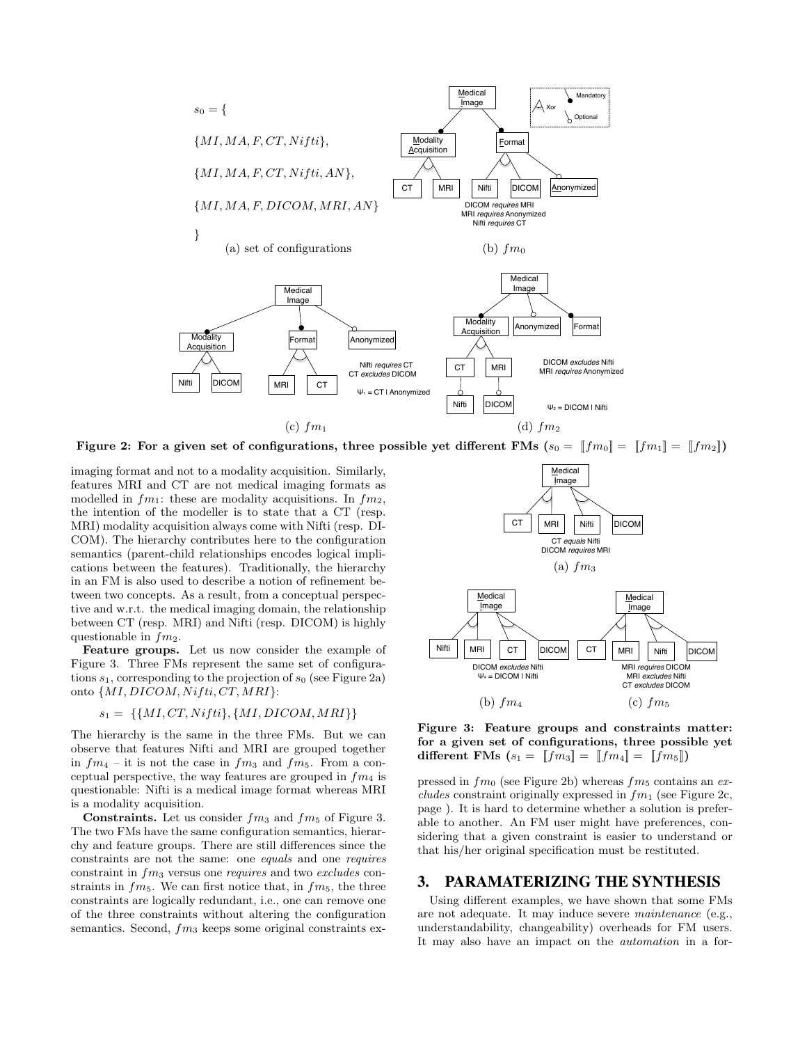$s_0 = \{$

$\{MI, MA, F, CT, Nifti\},$

$\{MI, MA, F, CT, Nifti, AN\},$

$\{MI, MA, F, DICOM, MRI, AN\}$

$\}$

(a) set of configurations

Medical Image

Modality Acquisition

Format

CT

MRI

Nifti

DICOM

Anonymized

Xor

Mandatory

Optional

DICOM *requires* MRI
MRI *requires* Anonymized
Nifti *requires* CT

(b) $fm_0$

Medical Image

Modality Acquisition

Format

Anonymized

Nifti

DICOM

MRI

CT

Nifti *requires* CT
CT *excludes* DICOM

$\Psi_1$ = CT | Anonymized

(c) $fm_1$

Medical Image

Modality Acquisition

Anonymized

Format

CT

MRI

Nifti

DICOM

DICOM *excludes* Nifti
MRI *requires* Anonymized

$\Psi_2$ = DICOM | Nifti

(d) $fm_2$

**Figure 2: For a given set of configurations, three possible yet different FMs ($s_0 = [\![fm_0]\!] = [\![fm_1]\!] = [\![fm_2]\!]$)**

imaging format and not to a modality acquisition. Similarly, features MRI and CT are not medical imaging formats as modelled in $fm_1$: these are modality acquisitions. In $fm_2$, the intention of the modeller is to state that a CT (resp. MRI) modality acquisition always come with Nifti (resp. DICOM). The hierarchy contributes here to the configuration semantics (parent-child relationships encodes logical implications between the features). Traditionally, the hierarchy in an FM is also used to describe a notion of refinement between two concepts. As a result, from a conceptual perspective and w.r.t. the medical imaging domain, the relationship between CT (resp. MRI) and Nifti (resp. DICOM) is highly questionable in $fm_2$.

**Feature groups.** Let us now consider the example of Figure 3. Three FMs represent the same set of configurations $s_1$, corresponding to the projection of $s_0$ (see Figure 2a) onto $\{MI, DICOM, Nifti, CT, MRI\}$:

$$s_1 = \{\{MI, CT, Nifti\}, \{MI, DICOM, MRI\}\}$$

The hierarchy is the same in the three FMs. But we can observe that features Nifti and MRI are grouped together in $fm_4$ – it is not the case in $fm_3$ and $fm_5$. From a conceptual perspective, the way features are grouped in $fm_4$ is questionable: Nifti is a medical image format whereas MRI is a modality acquisition.

**Constraints.** Let us consider $fm_3$ and $fm_5$ of Figure 3. The two FMs have the same configuration semantics, hierarchy and feature groups. There are still differences since the constraints are not the same: one *equals* and one *requires* constraint in $fm_3$ versus one *requires* and two *excludes* constraints in $fm_5$. We can first notice that, in $fm_5$, the three constraints are logically redundant, i.e., one can remove one of the three constraints without altering the configuration semantics. Second, $fm_3$ keeps some original constraints ex-

Medical Image

CT

MRI

Nifti

DICOM

CT *equals* Nifti
DICOM *requires* MRI

(a) $fm_3$

Medical Image

Nifti

MRI

CT

DICOM

DICOM *excludes* Nifti
$\Psi_4$ = DICOM | Nifti

(b) $fm_4$

Medical Image

CT

MRI

Nifti

DICOM

MRI *requires* DICOM
MRI *excludes* Nifti
CT *excludes* DICOM

(c) $fm_5$

**Figure 3: Feature groups and constraints matter: for a given set of configurations, three possible yet different FMs ($s_1 = [\![fm_3]\!] = [\![fm_4]\!] = [\![fm_5]\!]$)**

pressed in $fm_0$ (see Figure 2b) whereas $fm_5$ contains an *excludes* constraint originally expressed in $fm_1$ (see Figure 2c, page ). It is hard to determine whether a solution is preferable to another. An FM user might have preferences, considering that a given constraint is easier to understand or that his/her original specification must be restituted.

# 3. PARAMATERIZING THE SYNTHESIS

Using different examples, we have shown that some FMs are not adequate. It may induce severe *maintenance* (e.g., understandability, changeability) overheads for FM users. It may also have an impact on the *automation* in a for-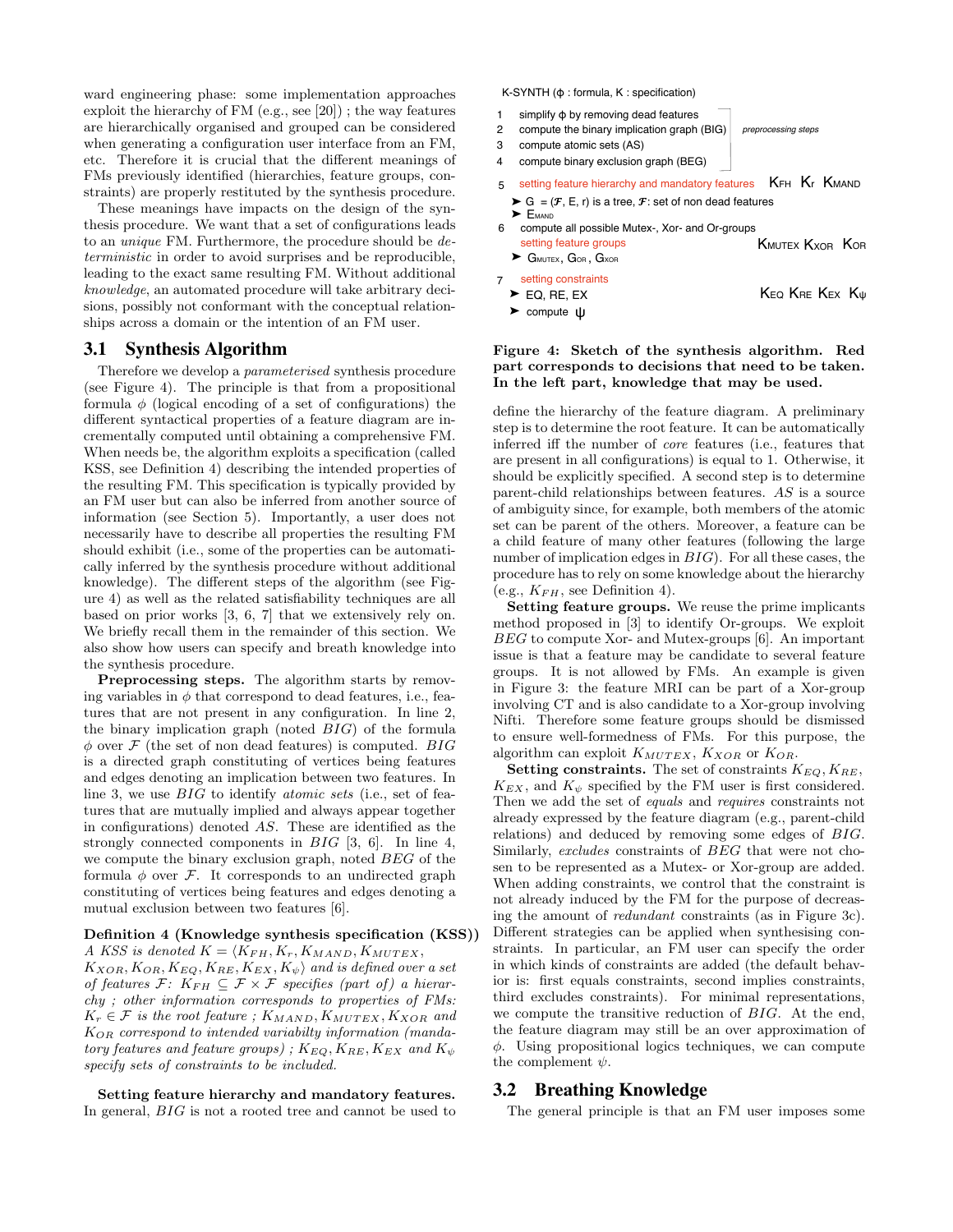ward engineering phase: some implementation approaches exploit the hierarchy of FM (e.g., see [20]) ; the way features are hierarchically organised and grouped can be considered when generating a configuration user interface from an FM, etc. Therefore it is crucial that the different meanings of FMs previously identified (hierarchies, feature groups, constraints) are properly restituted by the synthesis procedure.

These meanings have impacts on the design of the synthesis procedure. We want that a set of configurations leads to an *unique* FM. Furthermore, the procedure should be *deterministic* in order to avoid surprises and be reproducible, leading to the exact same resulting FM. Without additional *knowledge*, an automated procedure will take arbitrary decisions, possibly not conformant with the conceptual relationships across a domain or the intention of an FM user.

## 3.1 Synthesis Algorithm

Therefore we develop a *parameterised* synthesis procedure (see Figure 4). The principle is that from a propositional formula $\phi$ (logical encoding of a set of configurations) the different syntactical properties of a feature diagram are incrementally computed until obtaining a comprehensive FM. When needs be, the algorithm exploits a specification (called KSS, see Definition 4) describing the intended properties of the resulting FM. This specification is typically provided by an FM user but can also be inferred from another source of information (see Section 5). Importantly, a user does not necessarily have to describe all properties the resulting FM should exhibit (i.e., some of the properties can be automatically inferred by the synthesis procedure without additional knowledge). The different steps of the algorithm (see Figure 4) as well as the related satisfiability techniques are all based on prior works [3, 6, 7] that we extensively rely on. We briefly recall them in the remainder of this section. We also show how users can specify and breath knowledge into the synthesis procedure.

**Preprocessing steps.** The algorithm starts by removing variables in $\phi$ that correspond to dead features, i.e., features that are not present in any configuration. In line 2, the binary implication graph (noted $BIG$) of the formula $\phi$ over $\mathcal{F}$ (the set of non dead features) is computed. $BIG$ is a directed graph constituting of vertices being features and edges denoting an implication between two features. In line 3, we use $BIG$ to identify *atomic sets* (i.e., set of features that are mutually implied and always appear together in configurations) denoted $AS$. These are identified as the strongly connected components in $BIG$ [3, 6]. In line 4, we compute the binary exclusion graph, noted $BEG$ of the formula $\phi$ over $\mathcal{F}$. It corresponds to an undirected graph constituting of vertices being features and edges denoting a mutual exclusion between two features [6].

**Definition 4 (Knowledge synthesis specification (KSS))** *A KSS is denoted* $K = \langle K_{FH}, K_r, K_{MAND}, K_{MUTEX}, K_{XOR}, K_{OR}, K_{EQ}, K_{RE}, K_{EX}, K_{\psi} \rangle$ *and is defined over a set of features* $\mathcal{F}$*:* $K_{FH} \subseteq \mathcal{F} \times \mathcal{F}$ *specifies (part of) a hierarchy ; other information corresponds to properties of FMs:* $K_r \in \mathcal{F}$ *is the root feature ;* $K_{MAND}, K_{MUTEX}, K_{XOR}$ *and* $K_{OR}$ *correspond to intended variabilty information (mandatory features and feature groups) ;* $K_{EQ}, K_{RE}, K_{EX}$ *and* $K_{\psi}$ *specify sets of constraints to be included.*

**Setting feature hierarchy and mandatory features.** In general, $BIG$ is not a rooted tree and cannot be used to define the hierarchy of the feature diagram. A preliminary step is to determine the root feature. It can be automatically inferred iff the number of *core* features (i.e., features that are present in all configurations) is equal to 1. Otherwise, it should be explicitly specified. A second step is to determine parent-child relationships between features. $AS$ is a source of ambiguity since, for example, both members of the atomic set can be parent of the others. Moreover, a feature can be a child feature of many other features (following the large number of implication edges in $BIG$). For all these cases, the procedure has to rely on some knowledge about the hierarchy (e.g., $K_{FH}$, see Definition 4).

**Setting feature groups.** We reuse the prime implicants method proposed in [3] to identify Or-groups. We exploit $BEG$ to compute Xor- and Mutex-groups [6]. An important issue is that a feature may be candidate to several feature groups. It is not allowed by FMs. An example is given in Figure 3: the feature MRI can be part of a Xor-group involving CT and is also candidate to a Xor-group involving Nifti. Therefore some feature groups should be dismissed to ensure well-formedness of FMs. For this purpose, the algorithm can exploit $K_{MUTEX}$, $K_{XOR}$ or $K_{OR}$.

**Setting constraints.** The set of constraints $K_{EQ}, K_{RE}$, $K_{EX}$, and $K_{\psi}$ specified by the FM user is first considered. Then we add the set of *equals* and *requires* constraints not already expressed by the feature diagram (e.g., parent-child relations) and deduced by removing some edges of $BIG$. Similarly, *excludes* constraints of $BEG$ that were not chosen to be represented as a Mutex- or Xor-group are added. When adding constraints, we control that the constraint is not already induced by the FM for the purpose of decreasing the amount of *redundant* constraints (as in Figure 3c). Different strategies can be applied when synthesising constraints. In particular, an FM user can specify the order in which kinds of constraints are added (the default behavior is: first equals constraints, second implies constraints, third excludes constraints). For minimal representations, we compute the transitive reduction of $BIG$. At the end, the feature diagram may still be an over approximation of $\phi$. Using propositional logics techniques, we can compute the complement $\psi$.

K-SYNTH ($\phi$ : formula, K : specification)

1 simplify $\phi$ by removing dead features
2 compute the binary implication graph (BIG)
3 compute atomic sets (AS)
4 compute binary exclusion graph (BEG)

preprocessing steps

5 setting feature hierarchy and mandatory features — $K_{FH}$ $K_r$ $K_{MAND}$
➤ G = ($\mathcal{F}$, E, r) is a tree, $\mathcal{F}$: set of non dead features
➤ $E_{MAND}$

6 compute all possible Mutex-, Xor- and Or-groups
setting feature groups — $K_{MUTEX}$ $K_{XOR}$ $K_{OR}$
➤ $G_{MUTEX}$, $G_{OR}$, $G_{XOR}$

7 setting constraints
➤ EQ, RE, EX — $K_{EQ}$ $K_{RE}$ $K_{EX}$ $K_{\psi}$
➤ compute $\psi$

**Figure 4: Sketch of the synthesis algorithm. Red part corresponds to decisions that need to be taken. In the left part, knowledge that may be used.**

## 3.2 Breathing Knowledge

The general principle is that an FM user imposes some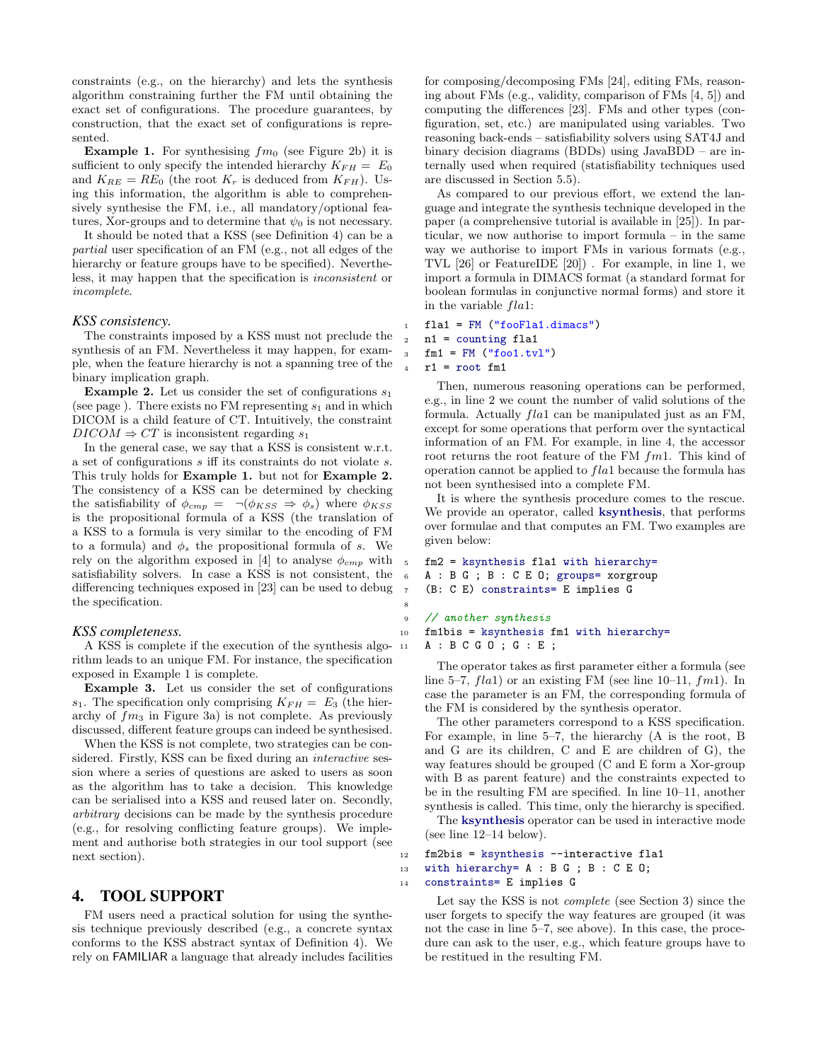constraints (e.g., on the hierarchy) and lets the synthesis algorithm constraining further the FM until obtaining the exact set of configurations. The procedure guarantees, by construction, that the exact set of configurations is represented.

**Example 1.** For synthesising $fm_0$ (see Figure 2b) it is sufficient to only specify the intended hierarchy $K_{FH} = E_0$ and $K_{RE} = RE_0$ (the root $K_r$ is deduced from $K_{FH}$). Using this information, the algorithm is able to comprehensively synthesise the FM, i.e., all mandatory/optional features, Xor-groups and to determine that $\psi_0$ is not necessary.

It should be noted that a KSS (see Definition 4) can be a *partial* user specification of an FM (e.g., not all edges of the hierarchy or feature groups have to be specified). Nevertheless, it may happen that the specification is *inconsistent* or *incomplete*.

### KSS consistency.

The constraints imposed by a KSS must not preclude the synthesis of an FM. Nevertheless it may happen, for example, when the feature hierarchy is not a spanning tree of the binary implication graph.

**Example 2.** Let us consider the set of configurations $s_1$ (see page ). There exists no FM representing $s_1$ and in which DICOM is a child feature of CT. Intuitively, the constraint $DICOM \Rightarrow CT$ is inconsistent regarding $s_1$

In the general case, we say that a KSS is consistent w.r.t. a set of configurations $s$ iff its constraints do not violate $s$. This truly holds for **Example 1.** but not for **Example 2.** The consistency of a KSS can be determined by checking the satisfiability of $\phi_{cmp} = \neg(\phi_{KSS} \Rightarrow \phi_s)$ where $\phi_{KSS}$ is the propositional formula of a KSS (the translation of a KSS to a formula is very similar to the encoding of FM to a formula) and $\phi_s$ the propositional formula of $s$. We rely on the algorithm exposed in [4] to analyse $\phi_{cmp}$ with satisfiability solvers. In case a KSS is not consistent, the differencing techniques exposed in [23] can be used to debug the specification.

### KSS completeness.

A KSS is complete if the execution of the synthesis algorithm leads to an unique FM. For instance, the specification exposed in Example 1 is complete.

**Example 3.** Let us consider the set of configurations $s_1$. The specification only comprising $K_{FH} = E_3$ (the hierarchy of $fm_3$ in Figure 3a) is not complete. As previously discussed, different feature groups can indeed be synthesised.

When the KSS is not complete, two strategies can be considered. Firstly, KSS can be fixed during an *interactive* session where a series of questions are asked to users as soon as the algorithm has to take a decision. This knowledge can be serialised into a KSS and reused later on. Secondly, *arbitrary* decisions can be made by the synthesis procedure (e.g., for resolving conflicting feature groups). We implement and authorise both strategies in our tool support (see next section).

## 4. TOOL SUPPORT

FM users need a practical solution for using the synthesis technique previously described (e.g., a concrete syntax conforms to the KSS abstract syntax of Definition 4). We rely on FAMILIAR a language that already includes facilities for composing/decomposing FMs [24], editing FMs, reasoning about FMs (e.g., validity, comparison of FMs [4, 5]) and computing the differences [23]. FMs and other types (configuration, set, etc.) are manipulated using variables. Two reasoning back-ends – satisfiability solvers using SAT4J and binary decision diagrams (BDDs) using JavaBDD – are internally used when required (statisfiability techniques used are discussed in Section 5.5).

As compared to our previous effort, we extend the language and integrate the synthesis technique developed in the paper (a comprehensive tutorial is available in [25]). In particular, we now authorise to import formula – in the same way we authorise to import FMs in various formats (e.g., TVL [26] or FeatureIDE [20]) . For example, in line 1, we import a formula in DIMACS format (a standard format for boolean formulas in conjunctive normal forms) and store it in the variable $fla1$:

```
1  fla1 = FM ("fooFla1.dimacs")
2  n1 = counting fla1
3  fm1 = FM ("foo1.tvl")
4  r1 = root fm1
```

Then, numerous reasoning operations can be performed, e.g., in line 2 we count the number of valid solutions of the formula. Actually $fla1$ can be manipulated just as an FM, except for some operations that perform over the syntactical information of an FM. For example, in line 4, the accessor root returns the root feature of the FM $fm1$. This kind of operation cannot be applied to $fla1$ because the formula has not been synthesised into a complete FM.

It is where the synthesis procedure comes to the rescue. We provide an operator, called **ksynthesis**, that performs over formulae and that computes an FM. Two examples are given below:

```
5  fm2 = ksynthesis fla1 with hierarchy=
6  A : B G ; B : C E O; groups= xorgroup
7  (B: C E) constraints= E implies G
8
9  // another synthesis
10 fm1bis = ksynthesis fm1 with hierarchy=
11 A : B C G O ; G : E ;
```

The operator takes as first parameter either a formula (see line 5–7, $fla1$) or an existing FM (see line 10–11, $fm1$). In case the parameter is an FM, the corresponding formula of the FM is considered by the synthesis operator.

The other parameters correspond to a KSS specification. For example, in line 5–7, the hierarchy (A is the root, B and G are its children, C and E are children of G), the way features should be grouped (C and E form a Xor-group with B as parent feature) and the constraints expected to be in the resulting FM are specified. In line 10–11, another synthesis is called. This time, only the hierarchy is specified.

The **ksynthesis** operator can be used in interactive mode (see line 12–14 below).

```
12 fm2bis = ksynthesis --interactive fla1
13 with hierarchy= A : B G ; B : C E O;
14 constraints= E implies G
```

Let say the KSS is not *complete* (see Section 3) since the user forgets to specify the way features are grouped (it was not the case in line 5–7, see above). In this case, the procedure can ask to the user, e.g., which feature groups have to be restitued in the resulting FM.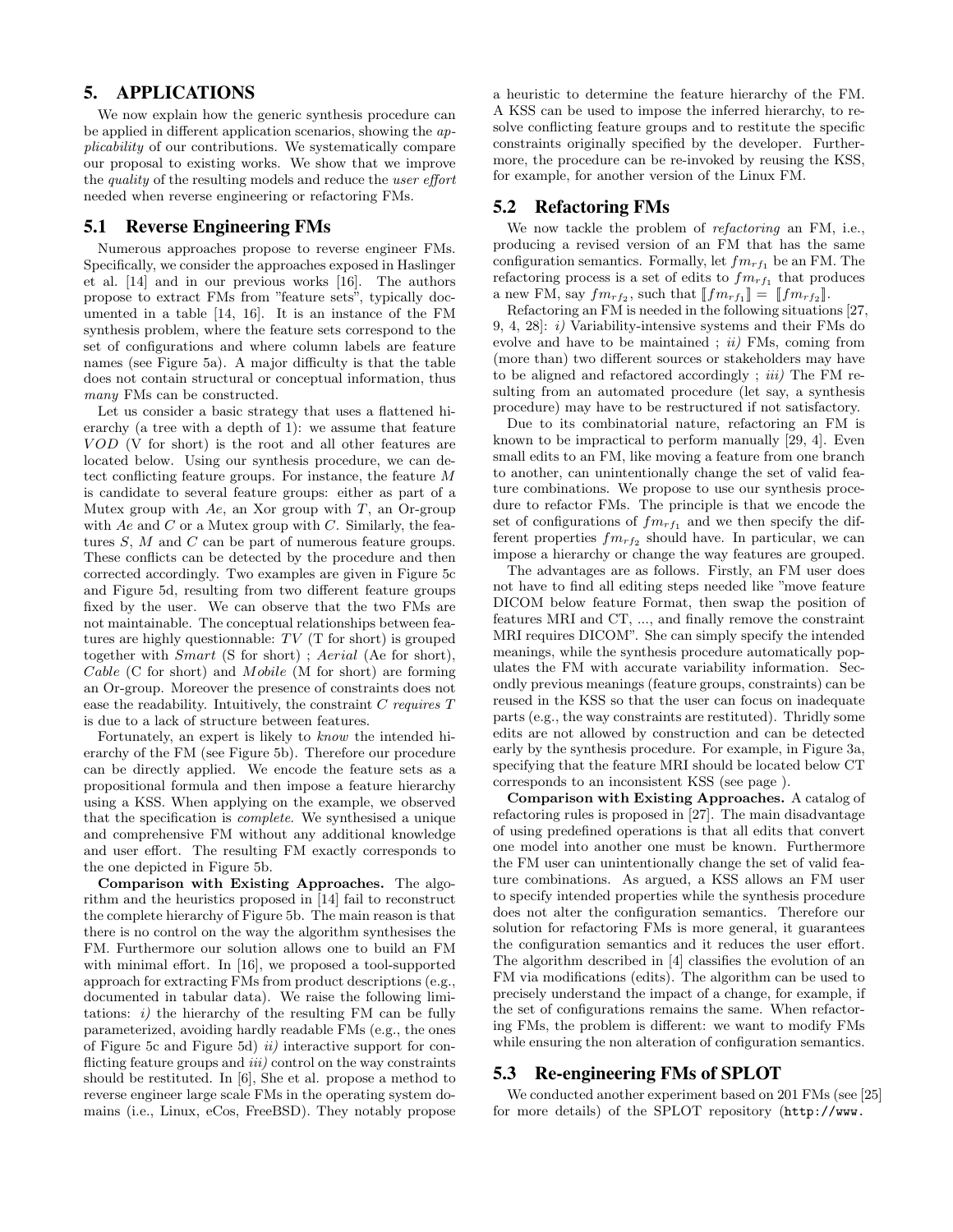## 5. APPLICATIONS

We now explain how the generic synthesis procedure can be applied in different application scenarios, showing the *applicability* of our contributions. We systematically compare our proposal to existing works. We show that we improve the *quality* of the resulting models and reduce the *user effort* needed when reverse engineering or refactoring FMs.

### 5.1 Reverse Engineering FMs

Numerous approaches propose to reverse engineer FMs. Specifically, we consider the approaches exposed in Haslinger et al. [14] and in our previous works [16]. The authors propose to extract FMs from "feature sets", typically documented in a table [14, 16]. It is an instance of the FM synthesis problem, where the feature sets correspond to the set of configurations and where column labels are feature names (see Figure 5a). A major difficulty is that the table does not contain structural or conceptual information, thus *many* FMs can be constructed.

Let us consider a basic strategy that uses a flattened hierarchy (a tree with a depth of 1): we assume that feature $VOD$ (V for short) is the root and all other features are located below. Using our synthesis procedure, we can detect conflicting feature groups. For instance, the feature $M$ is candidate to several feature groups: either as part of a Mutex group with $Ae$, an Xor group with $T$, an Or-group with $Ae$ and $C$ or a Mutex group with $C$. Similarly, the features $S$, $M$ and $C$ can be part of numerous feature groups. These conflicts can be detected by the procedure and then corrected accordingly. Two examples are given in Figure 5c and Figure 5d, resulting from two different feature groups fixed by the user. We can observe that the two FMs are not maintainable. The conceptual relationships between features are highly questionnable: $TV$ (T for short) is grouped together with $Smart$ (S for short) ; $Aerial$ (Ae for short), $Cable$ (C for short) and $Mobile$ (M for short) are forming an Or-group. Moreover the presence of constraints does not ease the readability. Intuitively, the constraint $C$ *requires* $T$ is due to a lack of structure between features.

Fortunately, an expert is likely to *know* the intended hierarchy of the FM (see Figure 5b). Therefore our procedure can be directly applied. We encode the feature sets as a propositional formula and then impose a feature hierarchy using a KSS. When applying on the example, we observed that the specification is *complete*. We synthesised a unique and comprehensive FM without any additional knowledge and user effort. The resulting FM exactly corresponds to the one depicted in Figure 5b.

**Comparison with Existing Approaches.** The algorithm and the heuristics proposed in [14] fail to reconstruct the complete hierarchy of Figure 5b. The main reason is that there is no control on the way the algorithm synthesises the FM. Furthermore our solution allows one to build an FM with minimal effort. In [16], we proposed a tool-supported approach for extracting FMs from product descriptions (e.g., documented in tabular data). We raise the following limitations: *i)* the hierarchy of the resulting FM can be fully parameterized, avoiding hardly readable FMs (e.g., the ones of Figure 5c and Figure 5d) *ii)* interactive support for conflicting feature groups and *iii)* control on the way constraints should be restituted. In [6], She et al. propose a method to reverse engineer large scale FMs in the operating system domains (i.e., Linux, eCos, FreeBSD). They notably propose a heuristic to determine the feature hierarchy of the FM. A KSS can be used to impose the inferred hierarchy, to resolve conflicting feature groups and to restitute the specific constraints originally specified by the developer. Furthermore, the procedure can be re-invoked by reusing the KSS, for example, for another version of the Linux FM.

### 5.2 Refactoring FMs

We now tackle the problem of *refactoring* an FM, i.e., producing a revised version of an FM that has the same configuration semantics. Formally, let $fm_{rf_1}$ be an FM. The refactoring process is a set of edits to $fm_{rf_1}$ that produces a new FM, say $fm_{rf_2}$, such that $[\![fm_{rf_1}]\!] = [\![fm_{rf_2}]\!]$.

Refactoring an FM is needed in the following situations [27, 9, 4, 28]: *i)* Variability-intensive systems and their FMs do evolve and have to be maintained ; *ii)* FMs, coming from (more than) two different sources or stakeholders may have to be aligned and refactored accordingly ; *iii)* The FM resulting from an automated procedure (let say, a synthesis procedure) may have to be restructured if not satisfactory.

Due to its combinatorial nature, refactoring an FM is known to be impractical to perform manually [29, 4]. Even small edits to an FM, like moving a feature from one branch to another, can unintentionally change the set of valid feature combinations. We propose to use our synthesis procedure to refactor FMs. The principle is that we encode the set of configurations of $fm_{rf_1}$ and we then specify the different properties $fm_{rf_2}$ should have. In particular, we can impose a hierarchy or change the way features are grouped.

The advantages are as follows. Firstly, an FM user does not have to find all editing steps needed like "move feature DICOM below feature Format, then swap the position of features MRI and CT, ..., and finally remove the constraint MRI requires DICOM". She can simply specify the intended meanings, while the synthesis procedure automatically populates the FM with accurate variability information. Secondly previous meanings (feature groups, constraints) can be reused in the KSS so that the user can focus on inadequate parts (e.g., the way constraints are restituted). Thirdly some edits are not allowed by construction and can be detected early by the synthesis procedure. For example, in Figure 3a, specifying that the feature MRI should be located below CT corresponds to an inconsistent KSS (see page ).

**Comparison with Existing Approaches.** A catalog of refactoring rules is proposed in [27]. The main disadvantage of using predefined operations is that all edits that convert one model into another one must be known. Furthermore the FM user can unintentionally change the set of valid feature combinations. As argued, a KSS allows an FM user to specify intended properties while the synthesis procedure does not alter the configuration semantics. Therefore our solution for refactoring FMs is more general, it guarantees the configuration semantics and it reduces the user effort. The algorithm described in [4] classifies the evolution of an FM via modifications (edits). The algorithm can be used to precisely understand the impact of a change, for example, if the set of configurations remains the same. When refactoring FMs, the problem is different: we want to modify FMs while ensuring the non alteration of configuration semantics.

### 5.3 Re-engineering FMs of SPLOT

We conducted another experiment based on 201 FMs (see [25] for more details) of the SPLOT repository (`http://www.`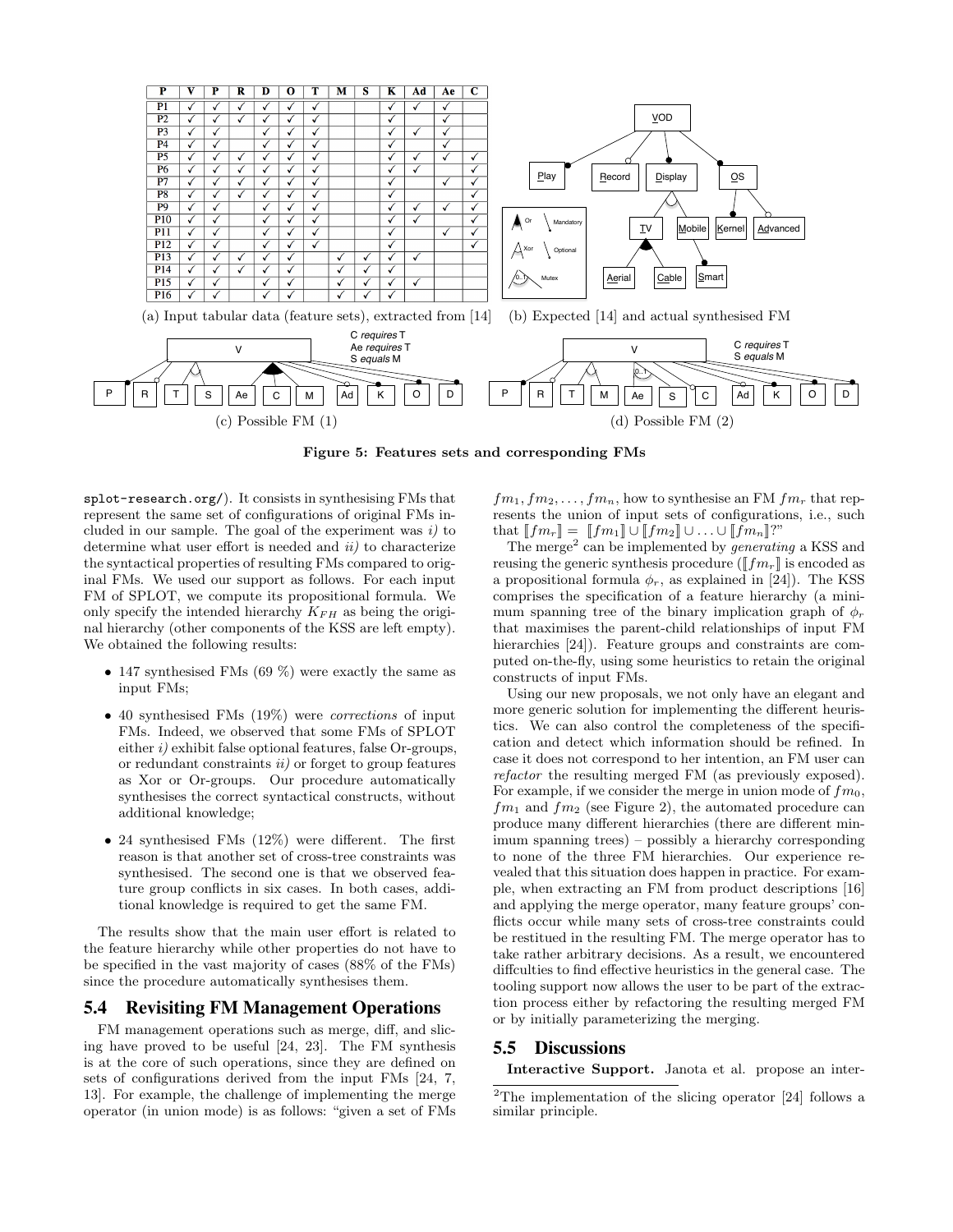| P | V | P | R | D | O | T | M | S | K | Ad | Ae | C |
|---|---|---|---|---|---|---|---|---|---|---|---|---|
| P1 | ✓ | ✓ | ✓ | ✓ | ✓ | ✓ | | | ✓ | ✓ | ✓ | |
| P2 | ✓ | ✓ | ✓ | ✓ | ✓ | ✓ | | | ✓ | | ✓ | |
| P3 | ✓ | ✓ | | ✓ | ✓ | ✓ | | | ✓ | ✓ | ✓ | |
| P4 | ✓ | ✓ | | ✓ | ✓ | ✓ | | | ✓ | | ✓ | |
| P5 | ✓ | ✓ | ✓ | ✓ | ✓ | ✓ | | | ✓ | ✓ | ✓ | ✓ |
| P6 | ✓ | ✓ | ✓ | ✓ | ✓ | ✓ | | | ✓ | ✓ | | ✓ |
| P7 | ✓ | ✓ | ✓ | ✓ | ✓ | ✓ | | | ✓ | | ✓ | ✓ |
| P8 | ✓ | ✓ | ✓ | ✓ | ✓ | ✓ | | | ✓ | | | ✓ |
| P9 | ✓ | ✓ | | ✓ | ✓ | ✓ | | | ✓ | ✓ | ✓ | ✓ |
| P10 | ✓ | ✓ | | ✓ | ✓ | ✓ | | | ✓ | ✓ | | ✓ |
| P11 | ✓ | ✓ | | ✓ | ✓ | ✓ | | | ✓ | | ✓ | ✓ |
| P12 | ✓ | ✓ | | ✓ | ✓ | ✓ | | | ✓ | | | ✓ |
| P13 | ✓ | ✓ | ✓ | ✓ | ✓ | | ✓ | ✓ | ✓ | ✓ | | |
| P14 | ✓ | ✓ | ✓ | ✓ | ✓ | | ✓ | ✓ | ✓ | | | |
| P15 | ✓ | ✓ | | ✓ | ✓ | | ✓ | ✓ | ✓ | ✓ | | |
| P16 | ✓ | ✓ | | ✓ | ✓ | | ✓ | ✓ | ✓ | | | |

(a) Input tabular data (feature sets), extracted from [14]

VOD
Play Record Display OS
TV Mobile Kernel Advanced
Aerial Cable Smart
Or Mandatory
Xor Optional
0..1 Mutex

(b) Expected [14] and actual synthesised FM

V
C *requires* T
Ae *requires* T
S *equals* M
P R T S Ae C M Ad K O D

(c) Possible FM (1)

V
C *requires* T
S *equals* M
0..1
P R T M Ae S C Ad K O D

(d) Possible FM (2)

**Figure 5: Features sets and corresponding FMs**

splot-research.org/). It consists in synthesising FMs that represent the same set of configurations of original FMs included in our sample. The goal of the experiment was *i)* to determine what user effort is needed and *ii)* to characterize the syntactical properties of resulting FMs compared to original FMs. We used our support as follows. For each input FM of SPLOT, we compute its propositional formula. We only specify the intended hierarchy $K_{FH}$ as being the original hierarchy (other components of the KSS are left empty). We obtained the following results:

- 147 synthesised FMs (69 %) were exactly the same as input FMs;
- 40 synthesised FMs (19%) were *corrections* of input FMs. Indeed, we observed that some FMs of SPLOT either *i)* exhibit false optional features, false Or-groups, or redundant constraints *ii)* or forget to group features as Xor or Or-groups. Our procedure automatically synthesises the correct syntactical constructs, without additional knowledge;
- 24 synthesised FMs (12%) were different. The first reason is that another set of cross-tree constraints was synthesised. The second one is that we observed feature group conflicts in six cases. In both cases, additional knowledge is required to get the same FM.

The results show that the main user effort is related to the feature hierarchy while other properties do not have to be specified in the vast majority of cases (88% of the FMs) since the procedure automatically synthesises them.

## 5.4 Revisiting FM Management Operations

FM management operations such as merge, diff, and slicing have proved to be useful [24, 23]. The FM synthesis is at the core of such operations, since they are defined on sets of configurations derived from the input FMs [24, 7, 13]. For example, the challenge of implementing the merge operator (in union mode) is as follows: "given a set of FMs $fm_1, fm_2, \ldots, fm_n$, how to synthesise an FM $fm_r$ that represents the union of input sets of configurations, i.e., such that $[\![fm_r]\!] = [\![fm_1]\!] \cup [\![fm_2]\!] \cup \ldots \cup [\![fm_n]\!]$?"

The merge[2] can be implemented by *generating* a KSS and reusing the generic synthesis procedure ($[\![fm_r]\!]$ is encoded as a propositional formula $\phi_r$, as explained in [24]). The KSS comprises the specification of a feature hierarchy (a minimum spanning tree of the binary implication graph of $\phi_r$ that maximises the parent-child relationships of input FM hierarchies [24]). Feature groups and constraints are computed on-the-fly, using some heuristics to retain the original constructs of input FMs.

Using our new proposals, we not only have an elegant and more generic solution for implementing the different heuristics. We can also control the completeness of the specification and detect which information should be refined. In case it does not correspond to her intention, an FM user can *refactor* the resulting merged FM (as previously exposed). For example, if we consider the merge in union mode of $fm_0$, $fm_1$ and $fm_2$ (see Figure 2), the automated procedure can produce many different hierarchies (there are different minimum spanning trees) – possibly a hierarchy corresponding to none of the three FM hierarchies. Our experience revealed that this situation does happen in practice. For example, when extracting an FM from product descriptions [16] and applying the merge operator, many feature groups' conflicts occur while many sets of cross-tree constraints could be restitued in the resulting FM. The merge operator has to take rather arbitrary decisions. As a result, we encountered diffculties to find effective heuristics in the general case. The tooling support now allows the user to be part of the extraction process either by refactoring the resulting merged FM or by initially parameterizing the merging.

## 5.5 Discussions

**Interactive Support.** Janota et al. propose an inter-

[2]The implementation of the slicing operator [24] follows a similar principle.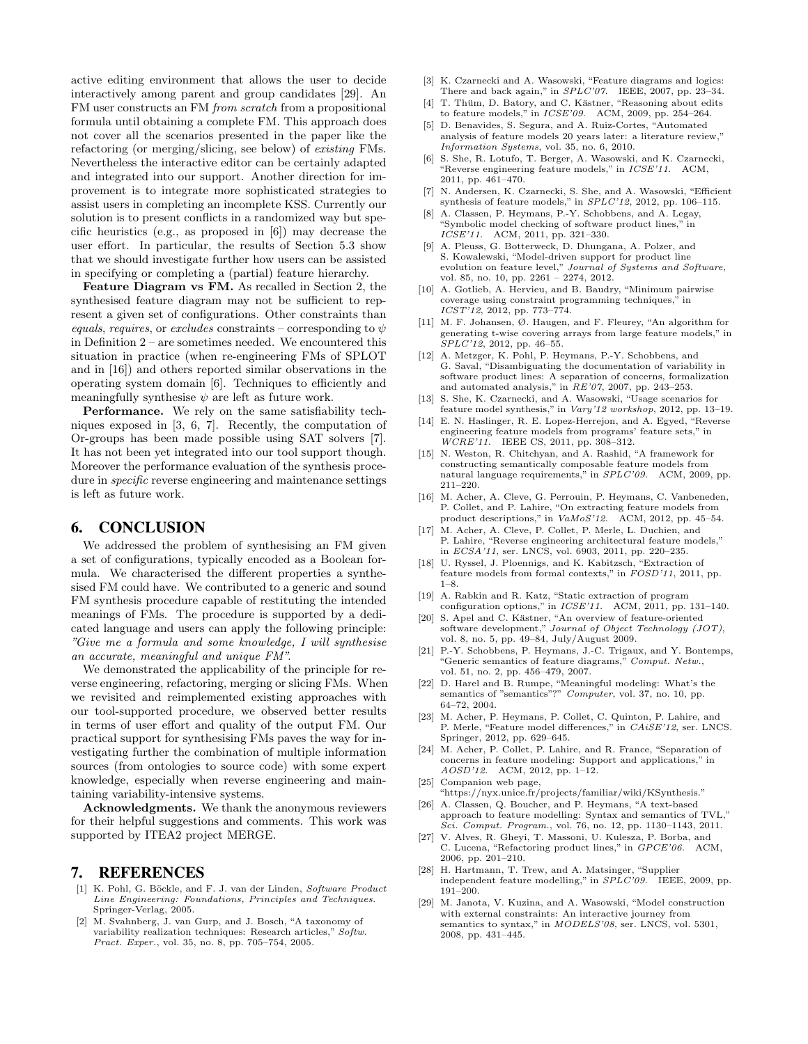active editing environment that allows the user to decide interactively among parent and group candidates [29]. An FM user constructs an FM *from scratch* from a propositional formula until obtaining a complete FM. This approach does not cover all the scenarios presented in the paper like the refactoring (or merging/slicing, see below) of *existing* FMs. Nevertheless the interactive editor can be certainly adapted and integrated into our support. Another direction for improvement is to integrate more sophisticated strategies to assist users in completing an incomplete KSS. Currently our solution is to present conflicts in a randomized way but specific heuristics (e.g., as proposed in [6]) may decrease the user effort. In particular, the results of Section 5.3 show that we should investigate further how users can be assisted in specifying or completing a (partial) feature hierarchy.

**Feature Diagram vs FM.** As recalled in Section 2, the synthesised feature diagram may not be sufficient to represent a given set of configurations. Other constraints than *equals*, *requires*, or *excludes* constraints – corresponding to $\psi$ in Definition 2 – are sometimes needed. We encountered this situation in practice (when re-engineering FMs of SPLOT and in [16]) and others reported similar observations in the operating system domain [6]. Techniques to efficiently and meaningfully synthesise $\psi$ are left as future work.

**Performance.** We rely on the same satisfiability techniques exposed in [3, 6, 7]. Recently, the computation of Or-groups has been made possible using SAT solvers [7]. It has not been yet integrated into our tool support though. Moreover the performance evaluation of the synthesis procedure in *specific* reverse engineering and maintenance settings is left as future work.

## 6. CONCLUSION

We addressed the problem of synthesising an FM given a set of configurations, typically encoded as a Boolean formula. We characterised the different properties a synthesised FM could have. We contributed to a generic and sound FM synthesis procedure capable of restituting the intended meanings of FMs. The procedure is supported by a dedicated language and users can apply the following principle: *"Give me a formula and some knowledge, I will synthesise an accurate, meaningful and unique FM"*.

We demonstrated the applicability of the principle for reverse engineering, refactoring, merging or slicing FMs. When we revisited and reimplemented existing approaches with our tool-supported procedure, we observed better results in terms of user effort and quality of the output FM. Our practical support for synthesising FMs paves the way for investigating further the combination of multiple information sources (from ontologies to source code) with some expert knowledge, especially when reverse engineering and maintaining variability-intensive systems.

**Acknowledgments.** We thank the anonymous reviewers for their helpful suggestions and comments. This work was supported by ITEA2 project MERGE.

## 7. REFERENCES

[1] K. Pohl, G. Böckle, and F. J. van der Linden, *Software Product Line Engineering: Foundations, Principles and Techniques*. Springer-Verlag, 2005.

[2] M. Svahnberg, J. van Gurp, and J. Bosch, "A taxonomy of variability realization techniques: Research articles," *Softw. Pract. Exper.*, vol. 35, no. 8, pp. 705–754, 2005.

[3] K. Czarnecki and A. Wasowski, "Feature diagrams and logics: There and back again," in *SPLC'07*. IEEE, 2007, pp. 23–34.

[4] T. Thüm, D. Batory, and C. Kästner, "Reasoning about edits to feature models," in *ICSE'09*. ACM, 2009, pp. 254–264.

[5] D. Benavides, S. Segura, and A. Ruiz-Cortes, "Automated analysis of feature models 20 years later: a literature review," *Information Systems*, vol. 35, no. 6, 2010.

[6] S. She, R. Lotufo, T. Berger, A. Wasowski, and K. Czarnecki, "Reverse engineering feature models," in *ICSE'11*. ACM, 2011, pp. 461–470.

[7] N. Andersen, K. Czarnecki, S. She, and A. Wasowski, "Efficient synthesis of feature models," in *SPLC'12*, 2012, pp. 106–115.

[8] A. Classen, P. Heymans, P.-Y. Schobbens, and A. Legay, "Symbolic model checking of software product lines," in *ICSE'11*. ACM, 2011, pp. 321–330.

[9] A. Pleuss, G. Botterweck, D. Dhungana, A. Polzer, and S. Kowalewski, "Model-driven support for product line evolution on feature level," *Journal of Systems and Software*, vol. 85, no. 10, pp. 2261 – 2274, 2012.

[10] A. Gotlieb, A. Hervieu, and B. Baudry, "Minimum pairwise coverage using constraint programming techniques," in *ICST'12*, 2012, pp. 773–774.

[11] M. F. Johansen, Ø. Haugen, and F. Fleurey, "An algorithm for generating t-wise covering arrays from large feature models," in *SPLC'12*, 2012, pp. 46–55.

[12] A. Metzger, K. Pohl, P. Heymans, P.-Y. Schobbens, and G. Saval, "Disambiguating the documentation of variability in software product lines: A separation of concerns, formalization and automated analysis," in *RE'07*, 2007, pp. 243–253.

[13] S. She, K. Czarnecki, and A. Wasowski, "Usage scenarios for feature model synthesis," in *Vary'12 workshop*, 2012, pp. 13–19.

[14] E. N. Haslinger, R. E. Lopez-Herrejon, and A. Egyed, "Reverse engineering feature models from programs' feature sets," in *WCRE'11*. IEEE CS, 2011, pp. 308–312.

[15] N. Weston, R. Chitchyan, and A. Rashid, "A framework for constructing semantically composable feature models from natural language requirements," in *SPLC'09*. ACM, 2009, pp. 211–220.

[16] M. Acher, A. Cleve, G. Perrouin, P. Heymans, C. Vanbeneden, P. Collet, and P. Lahire, "On extracting feature models from product descriptions," in *VaMoS'12*. ACM, 2012, pp. 45–54.

[17] M. Acher, A. Cleve, P. Collet, P. Merle, L. Duchien, and P. Lahire, "Reverse engineering architectural feature models," in *ECSA'11*, ser. LNCS, vol. 6903, 2011, pp. 220–235.

[18] U. Ryssel, J. Ploennigs, and K. Kabitzsch, "Extraction of feature models from formal contexts," in *FOSD'11*, 2011, pp. 1–8.

[19] A. Rabkin and R. Katz, "Static extraction of program configuration options," in *ICSE'11*. ACM, 2011, pp. 131–140.

[20] S. Apel and C. Kästner, "An overview of feature-oriented software development," *Journal of Object Technology (JOT)*, vol. 8, no. 5, pp. 49–84, July/August 2009.

[21] P.-Y. Schobbens, P. Heymans, J.-C. Trigaux, and Y. Bontemps, "Generic semantics of feature diagrams," *Comput. Netw.*, vol. 51, no. 2, pp. 456–479, 2007.

[22] D. Harel and B. Rumpe, "Meaningful modeling: What's the semantics of "semantics"?" *Computer*, vol. 37, no. 10, pp. 64–72, 2004.

[23] M. Acher, P. Heymans, P. Collet, C. Quinton, P. Lahire, and P. Merle, "Feature model differences," in *CAiSE'12*, ser. LNCS. Springer, 2012, pp. 629–645.

[24] M. Acher, P. Collet, P. Lahire, and R. France, "Separation of concerns in feature modeling: Support and applications," in *AOSD'12*. ACM, 2012, pp. 1–12.

[25] Companion web page, "https://nyx.unice.fr/projects/familiar/wiki/KSynthesis."

[26] A. Classen, Q. Boucher, and P. Heymans, "A text-based approach to feature modelling: Syntax and semantics of TVL," *Sci. Comput. Program.*, vol. 76, no. 12, pp. 1130–1143, 2011.

[27] V. Alves, R. Gheyi, T. Massoni, U. Kulesza, P. Borba, and C. Lucena, "Refactoring product lines," in *GPCE'06*. ACM, 2006, pp. 201–210.

[28] H. Hartmann, T. Trew, and A. Matsinger, "Supplier independent feature modelling," in *SPLC'09*. IEEE, 2009, pp. 191–200.

[29] M. Janota, V. Kuzina, and A. Wasowski, "Model construction with external constraints: An interactive journey from semantics to syntax," in *MODELS'08*, ser. LNCS, vol. 5301, 2008, pp. 431–445.